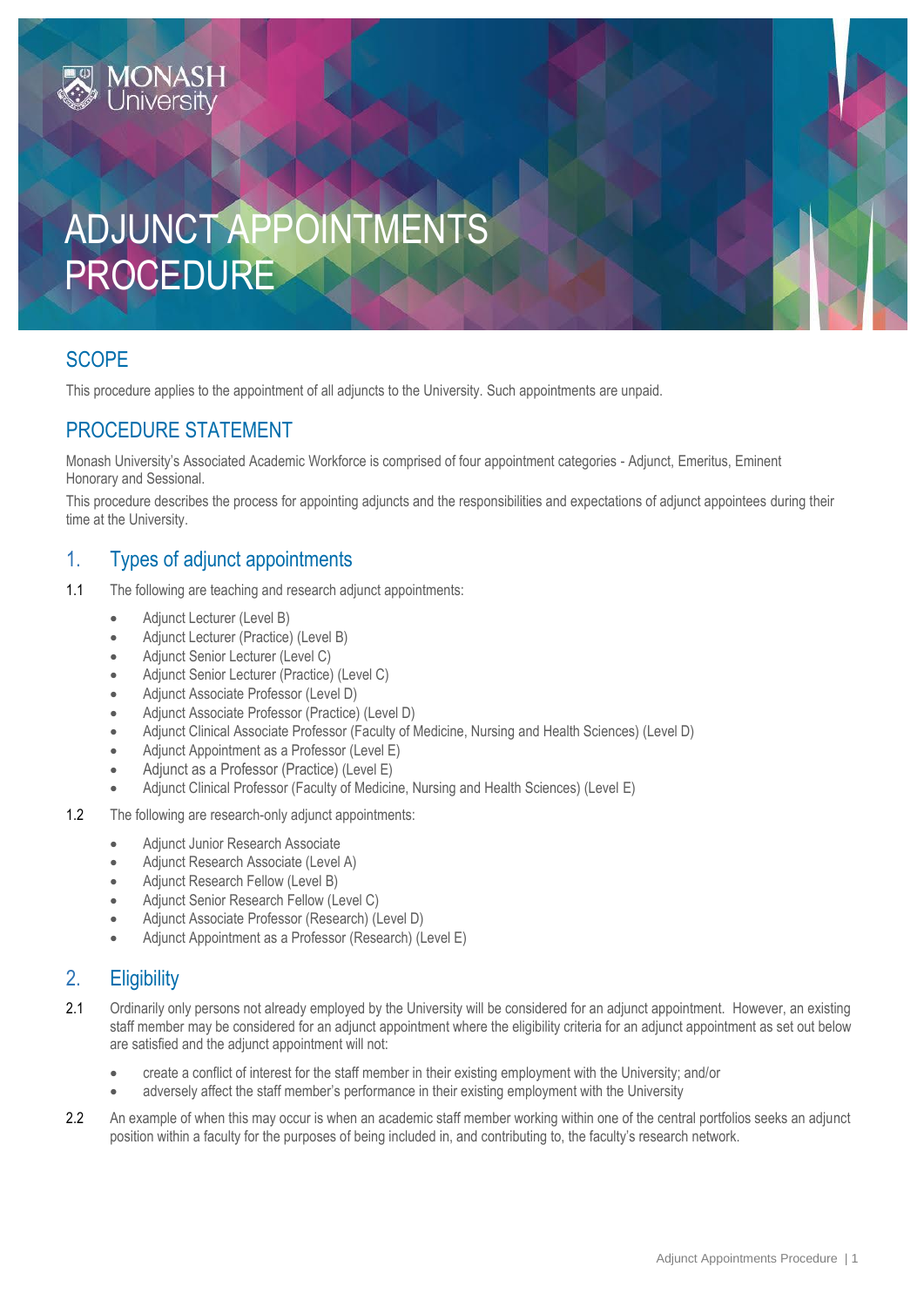# ADJUNCT APPOINTMENTS PROCEDURE

## SCOPE

This procedure applies to the appointment of all adjuncts to the University. Such appointments are unpaid.

## PROCEDURE STATEMENT

Monash University's Associated Academic Workforce is comprised of four appointment categories - Adjunct, Emeritus, Eminent Honorary and Sessional.

This procedure describes the process for appointing adjuncts and the responsibilities and expectations of adjunct appointees during their time at the University.

## 1. Types of adjunct appointments

1.1 The following are teaching and research adjunct appointments:

- Adjunct Lecturer (Level B)
- Adjunct Lecturer (Practice) (Level B)
- Adjunct Senior Lecturer (Level C)
- Adjunct Senior Lecturer (Practice) (Level C)
- Adjunct Associate Professor (Level D)
- Adjunct Associate Professor (Practice) (Level D)
- Adjunct Clinical Associate Professor (Faculty of Medicine, Nursing and Health Sciences) (Level D)
- Adjunct Appointment as a Professor (Level E)
- Adjunct as a Professor (Practice) (Level E)
- Adjunct Clinical Professor (Faculty of Medicine, Nursing and Health Sciences) (Level E)

1.2 The following are research-only adjunct appointments:

- Adjunct Junior Research Associate
- Adjunct Research Associate (Level A)
- Adjunct Research Fellow (Level B)
- Adjunct Senior Research Fellow (Level C)
- Adjunct Associate Professor (Research) (Level D)
- Adjunct Appointment as a Professor (Research) (Level E)

## 2. Eligibility

2.1 Ordinarily only persons not already employed by the University will be considered for an adjunct appointment. However, an existing staff member may be considered for an adjunct appointment where the eligibility criteria for an adjunct appointment as set out below are satisfied and the adjunct appointment will not:

- create a conflict of interest for the staff member in their existing employment with the University; and/or
- adversely affect the staff member's performance in their existing employment with the University

2.2 An example of when this may occur is when an academic staff member working within one of the central portfolios seeks an adjunct position within a faculty for the purposes of being included in, and contributing to, the faculty's research network.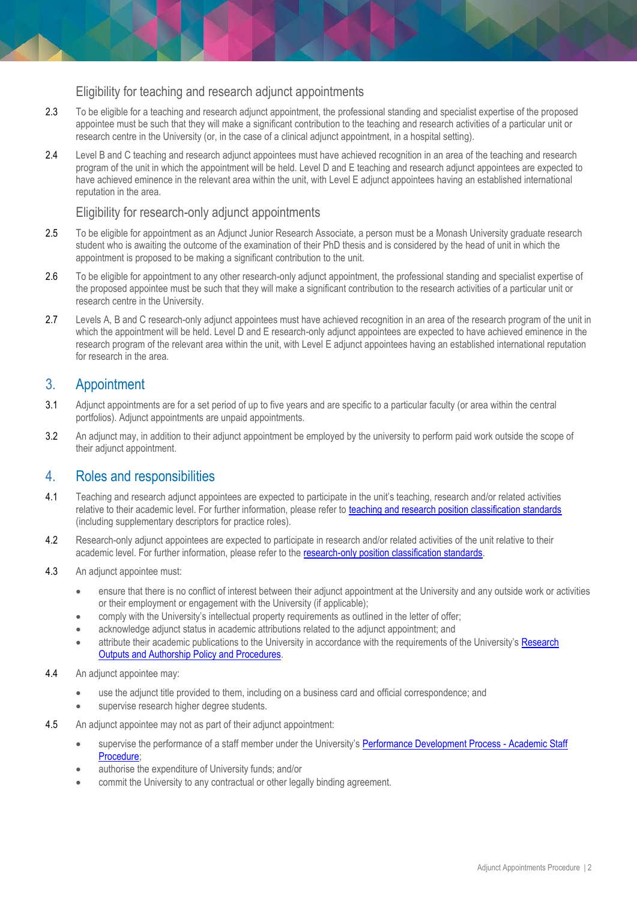### Eligibility for teaching and research adjunct appointments

2.3 To be eligible for a teaching and research adjunct appointment, the professional standing and specialist expertise of the proposed appointee must be such that they will make a significant contribution to the teaching and research activities of a particular unit or research centre in the University (or, in the case of a clinical adjunct appointment, in a hospital setting).

2.4 Level B and C teaching and research adjunct appointees must have achieved recognition in an area of the teaching and research program of the unit in which the appointment will be held. Level D and E teaching and research adjunct appointees are expected to have achieved eminence in the relevant area within the unit, with Level E adjunct appointees having an established international reputation in the area.

### Eligibility for research-only adjunct appointments

2.5 To be eligible for appointment as an Adjunct Junior Research Associate, a person must be a Monash University graduate research student who is awaiting the outcome of the examination of their PhD thesis and is considered by the head of unit in which the appointment is proposed to be making a significant contribution to the unit.

2.6 To be eligible for appointment to any other research-only adjunct appointment, the professional standing and specialist expertise of the proposed appointee must be such that they will make a significant contribution to the research activities of a particular unit or research centre in the University.

2.7 Levels A, B and C research-only adjunct appointees must have achieved recognition in an area of the research program of the unit in which the appointment will be held. Level D and E research-only adjunct appointees are expected to have achieved eminence in the research program of the relevant area within the unit, with Level E adjunct appointees having an established international reputation for research in the area.

## 3. Appointment

3.1 Adjunct appointments are for a set period of up to five years and are specific to a particular faculty (or area within the central portfolios). Adjunct appointments are unpaid appointments.

3.2 An adjunct may, in addition to their adjunct appointment be employed by the university to perform paid work outside the scope of their adjunct appointment.

## 4. Roles and responsibilities

4.1 Teaching and research adjunct appointees are expected to participate in the unit's teaching, research and/or related activities relative to their academic level. For further information, please refer to teaching and research position classification standards (including supplementary descriptors for practice roles).

4.2 Research-only adjunct appointees are expected to participate in research and/or related activities of the unit relative to their academic level. For further information, please refer to the research-only position classification standards.

4.3 An adjunct appointee must:

- ensure that there is no conflict of interest between their adjunct appointment at the University and any outside work or activities or their employment or engagement with the University (if applicable);
- comply with the University's intellectual property requirements as outlined in the letter of offer;
- acknowledge adjunct status in academic attributions related to the adjunct appointment; and
- attribute their academic publications to the University in accordance with the requirements of the University's Research Outputs and Authorship Policy and Procedures.

4.4 An adjunct appointee may:

- use the adjunct title provided to them, including on a business card and official correspondence; and
- supervise research higher degree students.

4.5 An adjunct appointee may not as part of their adjunct appointment:

- supervise the performance of a staff member under the University's Performance Development Process - Academic Staff Procedure;
- authorise the expenditure of University funds; and/or
- commit the University to any contractual or other legally binding agreement.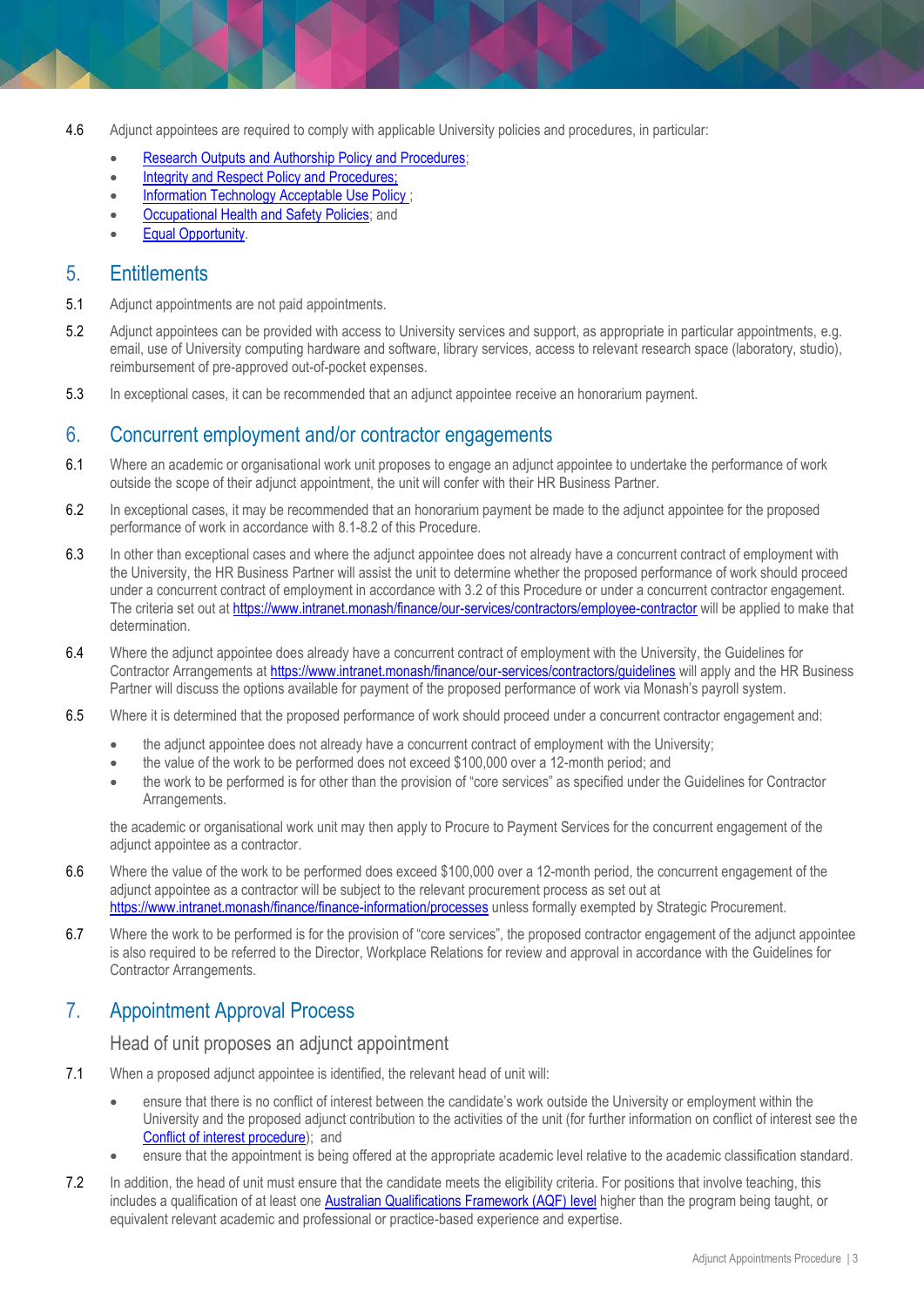4.6 Adjunct appointees are required to comply with applicable University policies and procedures, in particular:

- [Research Outputs and Authorship Policy and Procedures](#);
- [Integrity and Respect Policy and Procedures;](#)
- [Information Technology Acceptable Use Policy](#) ;
- [Occupational Health and Safety Policies](#); and
- [Equal Opportunity](#).

## 5. Entitlements

5.1 Adjunct appointments are not paid appointments.

5.2 Adjunct appointees can be provided with access to University services and support, as appropriate in particular appointments, e.g. email, use of University computing hardware and software, library services, access to relevant research space (laboratory, studio), reimbursement of pre-approved out-of-pocket expenses.

5.3 In exceptional cases, it can be recommended that an adjunct appointee receive an honorarium payment.

## 6. Concurrent employment and/or contractor engagements

6.1 Where an academic or organisational work unit proposes to engage an adjunct appointee to undertake the performance of work outside the scope of their adjunct appointment, the unit will confer with their HR Business Partner.

6.2 In exceptional cases, it may be recommended that an honorarium payment be made to the adjunct appointee for the proposed performance of work in accordance with 8.1-8.2 of this Procedure.

6.3 In other than exceptional cases and where the adjunct appointee does not already have a concurrent contract of employment with the University, the HR Business Partner will assist the unit to determine whether the proposed performance of work should proceed under a concurrent contract of employment in accordance with 3.2 of this Procedure or under a concurrent contractor engagement. The criteria set out at https://www.intranet.monash/finance/our-services/contractors/employee-contractor will be applied to make that determination.

6.4 Where the adjunct appointee does already have a concurrent contract of employment with the University, the Guidelines for Contractor Arrangements at https://www.intranet.monash/finance/our-services/contractors/guidelines will apply and the HR Business Partner will discuss the options available for payment of the proposed performance of work via Monash's payroll system.

6.5 Where it is determined that the proposed performance of work should proceed under a concurrent contractor engagement and:

- the adjunct appointee does not already have a concurrent contract of employment with the University;
- the value of the work to be performed does not exceed $100,000 over a 12-month period; and
- the work to be performed is for other than the provision of "core services" as specified under the Guidelines for Contractor Arrangements.

the academic or organisational work unit may then apply to Procure to Payment Services for the concurrent engagement of the adjunct appointee as a contractor.

6.6 Where the value of the work to be performed does exceed $100,000 over a 12-month period, the concurrent engagement of the adjunct appointee as a contractor will be subject to the relevant procurement process as set out at https://www.intranet.monash/finance/finance-information/processes unless formally exempted by Strategic Procurement.

6.7 Where the work to be performed is for the provision of "core services", the proposed contractor engagement of the adjunct appointee is also required to be referred to the Director, Workplace Relations for review and approval in accordance with the Guidelines for Contractor Arrangements.

## 7. Appointment Approval Process

### Head of unit proposes an adjunct appointment

7.1 When a proposed adjunct appointee is identified, the relevant head of unit will:

- ensure that there is no conflict of interest between the candidate's work outside the University or employment within the University and the proposed adjunct contribution to the activities of the unit (for further information on conflict of interest see the [Conflict of interest procedure](#)); and
- ensure that the appointment is being offered at the appropriate academic level relative to the academic classification standard.

7.2 In addition, the head of unit must ensure that the candidate meets the eligibility criteria. For positions that involve teaching, this includes a qualification of at least one [Australian Qualifications Framework (AQF) level](#) higher than the program being taught, or equivalent relevant academic and professional or practice-based experience and expertise.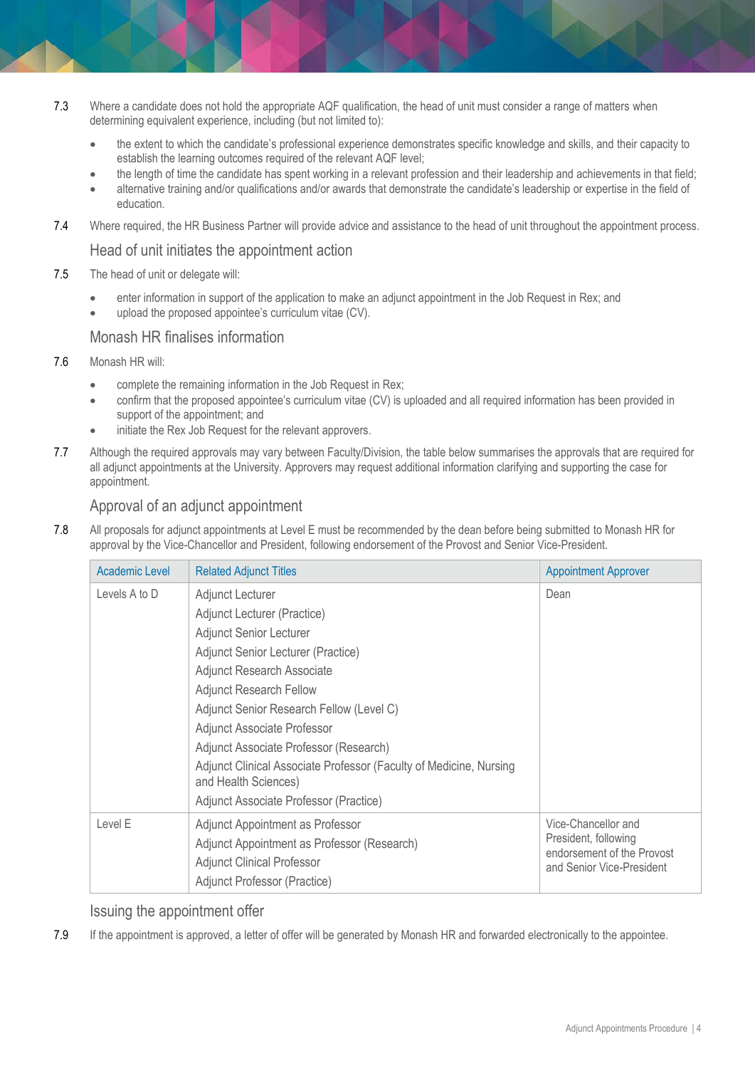7.3 Where a candidate does not hold the appropriate AQF qualification, the head of unit must consider a range of matters when determining equivalent experience, including (but not limited to):

- the extent to which the candidate's professional experience demonstrates specific knowledge and skills, and their capacity to establish the learning outcomes required of the relevant AQF level;
- the length of time the candidate has spent working in a relevant profession and their leadership and achievements in that field;
- alternative training and/or qualifications and/or awards that demonstrate the candidate's leadership or expertise in the field of education.

7.4 Where required, the HR Business Partner will provide advice and assistance to the head of unit throughout the appointment process.

### Head of unit initiates the appointment action

7.5 The head of unit or delegate will:

- enter information in support of the application to make an adjunct appointment in the Job Request in Rex; and
- upload the proposed appointee's curriculum vitae (CV).

### Monash HR finalises information

7.6 Monash HR will:

- complete the remaining information in the Job Request in Rex;
- confirm that the proposed appointee's curriculum vitae (CV) is uploaded and all required information has been provided in support of the appointment; and
- initiate the Rex Job Request for the relevant approvers.

7.7 Although the required approvals may vary between Faculty/Division, the table below summarises the approvals that are required for all adjunct appointments at the University. Approvers may request additional information clarifying and supporting the case for appointment.

### Approval of an adjunct appointment

7.8 All proposals for adjunct appointments at Level E must be recommended by the dean before being submitted to Monash HR for approval by the Vice-Chancellor and President, following endorsement of the Provost and Senior Vice-President.

| Academic Level | Related Adjunct Titles | Appointment Approver |
|---|---|---|
| Levels A to D | Adjunct Lecturer<br>Adjunct Lecturer (Practice)<br>Adjunct Senior Lecturer<br>Adjunct Senior Lecturer (Practice)<br>Adjunct Research Associate<br>Adjunct Research Fellow<br>Adjunct Senior Research Fellow (Level C)<br>Adjunct Associate Professor<br>Adjunct Associate Professor (Research)<br>Adjunct Clinical Associate Professor (Faculty of Medicine, Nursing and Health Sciences)<br>Adjunct Associate Professor (Practice) | Dean |
| Level E | Adjunct Appointment as Professor<br>Adjunct Appointment as Professor (Research)<br>Adjunct Clinical Professor<br>Adjunct Professor (Practice) | Vice-Chancellor and President, following endorsement of the Provost and Senior Vice-President |

### Issuing the appointment offer

7.9 If the appointment is approved, a letter of offer will be generated by Monash HR and forwarded electronically to the appointee.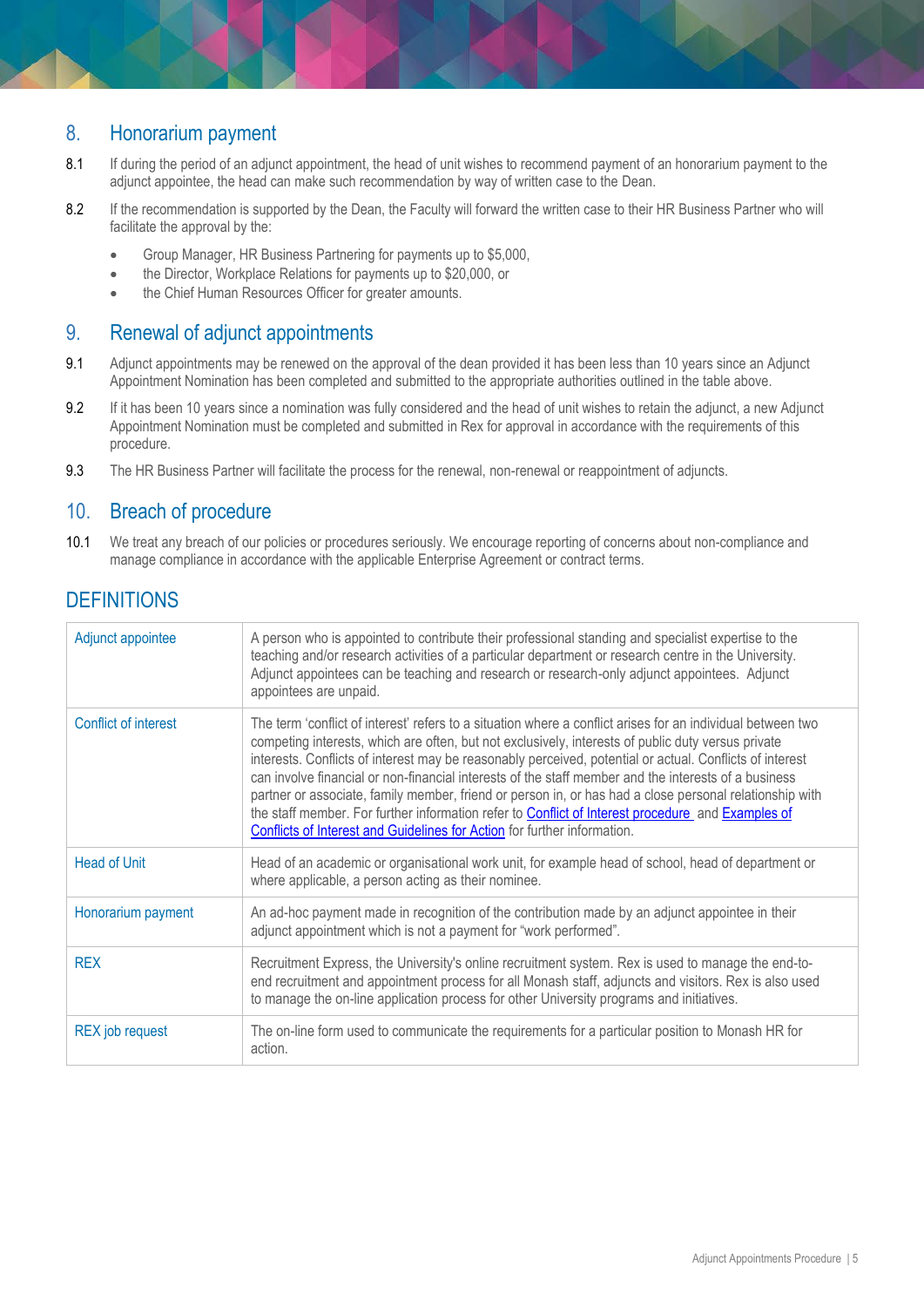## 8. Honorarium payment

8.1 If during the period of an adjunct appointment, the head of unit wishes to recommend payment of an honorarium payment to the adjunct appointee, the head can make such recommendation by way of written case to the Dean.

8.2 If the recommendation is supported by the Dean, the Faculty will forward the written case to their HR Business Partner who will facilitate the approval by the:

- Group Manager, HR Business Partnering for payments up to $5,000,
- the Director, Workplace Relations for payments up to $20,000, or
- the Chief Human Resources Officer for greater amounts.

## 9. Renewal of adjunct appointments

9.1 Adjunct appointments may be renewed on the approval of the dean provided it has been less than 10 years since an Adjunct Appointment Nomination has been completed and submitted to the appropriate authorities outlined in the table above.

9.2 If it has been 10 years since a nomination was fully considered and the head of unit wishes to retain the adjunct, a new Adjunct Appointment Nomination must be completed and submitted in Rex for approval in accordance with the requirements of this procedure.

9.3 The HR Business Partner will facilitate the process for the renewal, non-renewal or reappointment of adjuncts.

## 10. Breach of procedure

10.1 We treat any breach of our policies or procedures seriously. We encourage reporting of concerns about non-compliance and manage compliance in accordance with the applicable Enterprise Agreement or contract terms.

## DEFINITIONS

| | |
|---|---|
| Adjunct appointee | A person who is appointed to contribute their professional standing and specialist expertise to the teaching and/or research activities of a particular department or research centre in the University. Adjunct appointees can be teaching and research or research-only adjunct appointees. Adjunct appointees are unpaid. |
| Conflict of interest | The term 'conflict of interest' refers to a situation where a conflict arises for an individual between two competing interests, which are often, but not exclusively, interests of public duty versus private interests. Conflicts of interest may be reasonably perceived, potential or actual. Conflicts of interest can involve financial or non-financial interests of the staff member and the interests of a business partner or associate, family member, friend or person in, or has had a close personal relationship with the staff member. For further information refer to Conflict of Interest procedure and Examples of Conflicts of Interest and Guidelines for Action for further information. |
| Head of Unit | Head of an academic or organisational work unit, for example head of school, head of department or where applicable, a person acting as their nominee. |
| Honorarium payment | An ad-hoc payment made in recognition of the contribution made by an adjunct appointee in their adjunct appointment which is not a payment for "work performed". |
| REX | Recruitment Express, the University's online recruitment system. Rex is used to manage the end-to-end recruitment and appointment process for all Monash staff, adjuncts and visitors. Rex is also used to manage the on-line application process for other University programs and initiatives. |
| REX job request | The on-line form used to communicate the requirements for a particular position to Monash HR for action. |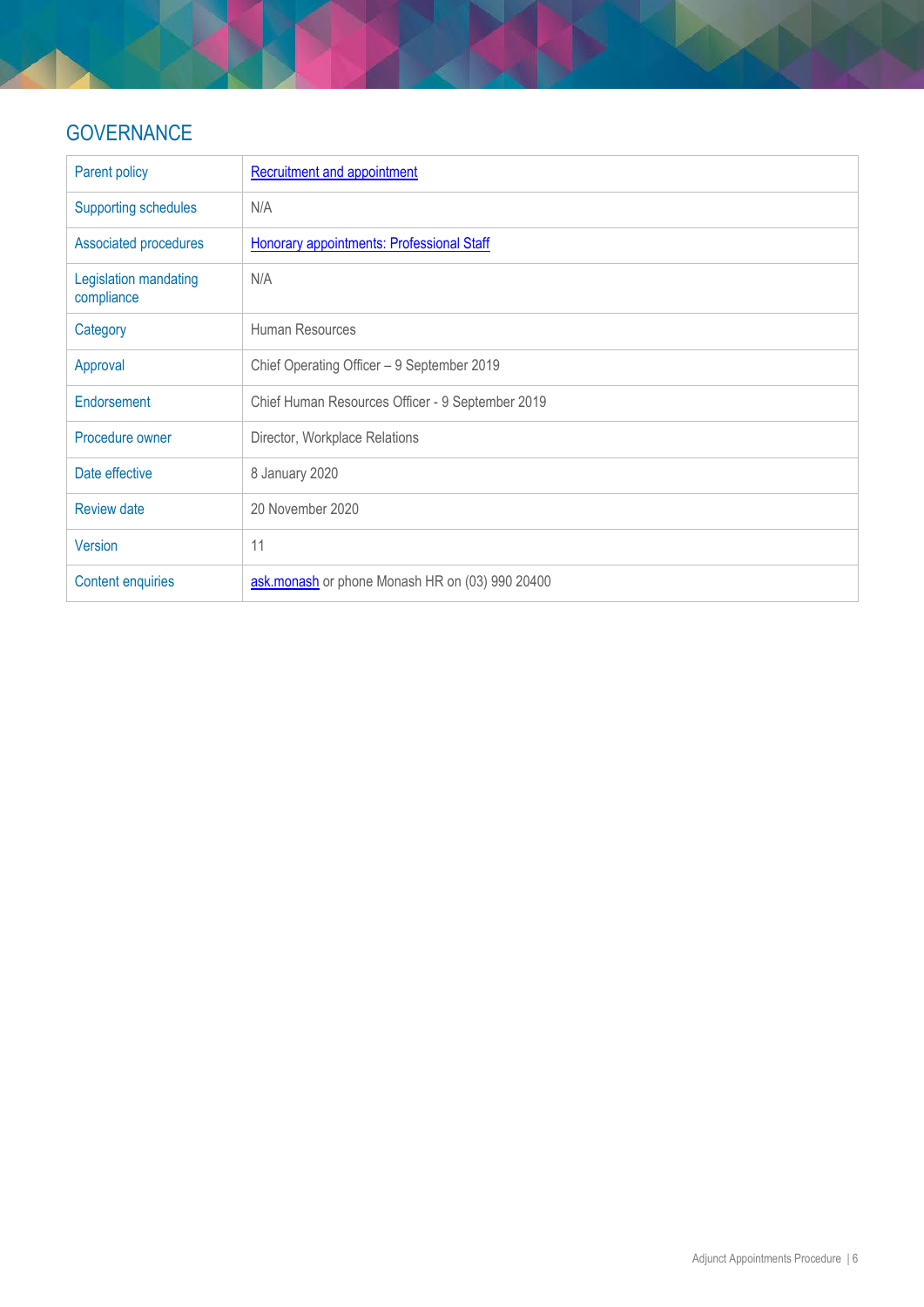## GOVERNANCE

| | |
|---|---|
| Parent policy | Recruitment and appointment |
| Supporting schedules | N/A |
| Associated procedures | Honorary appointments: Professional Staff |
| Legislation mandating compliance | N/A |
| Category | Human Resources |
| Approval | Chief Operating Officer – 9 September 2019 |
| Endorsement | Chief Human Resources Officer - 9 September 2019 |
| Procedure owner | Director, Workplace Relations |
| Date effective | 8 January 2020 |
| Review date | 20 November 2020 |
| Version | 11 |
| Content enquiries | ask.monash or phone Monash HR on (03) 990 20400 |